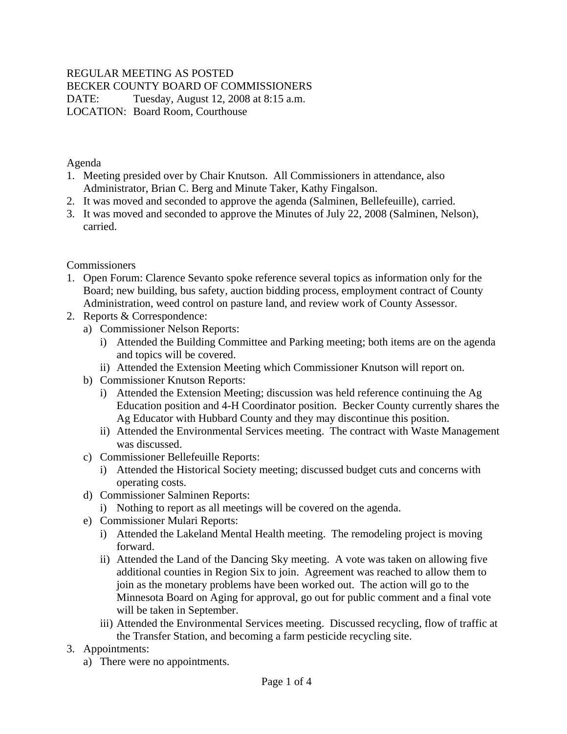REGULAR MEETING AS POSTED
BECKER COUNTY BOARD OF COMMISSIONERS
DATE: Tuesday, August 12, 2008 at 8:15 a.m.
LOCATION: Board Room, Courthouse

Agenda

1. Meeting presided over by Chair Knutson. All Commissioners in attendance, also Administrator, Brian C. Berg and Minute Taker, Kathy Fingalson.
2. It was moved and seconded to approve the agenda (Salminen, Bellefeuille), carried.
3. It was moved and seconded to approve the Minutes of July 22, 2008 (Salminen, Nelson), carried.

Commissioners

1. Open Forum: Clarence Sevanto spoke reference several topics as information only for the Board; new building, bus safety, auction bidding process, employment contract of County Administration, weed control on pasture land, and review work of County Assessor.
2. Reports & Correspondence:
   a) Commissioner Nelson Reports:
      i) Attended the Building Committee and Parking meeting; both items are on the agenda and topics will be covered.
      ii) Attended the Extension Meeting which Commissioner Knutson will report on.
   b) Commissioner Knutson Reports:
      i) Attended the Extension Meeting; discussion was held reference continuing the Ag Education position and 4-H Coordinator position. Becker County currently shares the Ag Educator with Hubbard County and they may discontinue this position.
      ii) Attended the Environmental Services meeting. The contract with Waste Management was discussed.
   c) Commissioner Bellefeuille Reports:
      i) Attended the Historical Society meeting; discussed budget cuts and concerns with operating costs.
   d) Commissioner Salminen Reports:
      i) Nothing to report as all meetings will be covered on the agenda.
   e) Commissioner Mulari Reports:
      i) Attended the Lakeland Mental Health meeting. The remodeling project is moving forward.
      ii) Attended the Land of the Dancing Sky meeting. A vote was taken on allowing five additional counties in Region Six to join. Agreement was reached to allow them to join as the monetary problems have been worked out. The action will go to the Minnesota Board on Aging for approval, go out for public comment and a final vote will be taken in September.
      iii) Attended the Environmental Services meeting. Discussed recycling, flow of traffic at the Transfer Station, and becoming a farm pesticide recycling site.
3. Appointments:
   a) There were no appointments.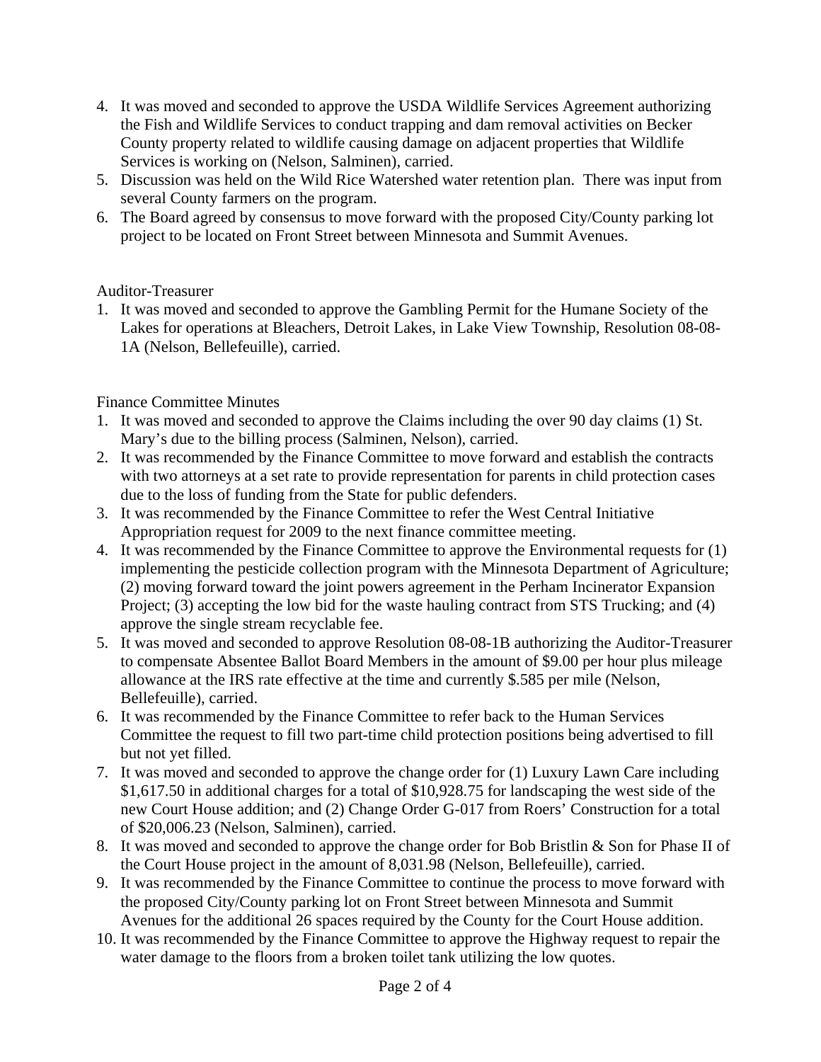4. It was moved and seconded to approve the USDA Wildlife Services Agreement authorizing the Fish and Wildlife Services to conduct trapping and dam removal activities on Becker County property related to wildlife causing damage on adjacent properties that Wildlife Services is working on (Nelson, Salminen), carried.
5. Discussion was held on the Wild Rice Watershed water retention plan. There was input from several County farmers on the program.
6. The Board agreed by consensus to move forward with the proposed City/County parking lot project to be located on Front Street between Minnesota and Summit Avenues.

Auditor-Treasurer

1. It was moved and seconded to approve the Gambling Permit for the Humane Society of the Lakes for operations at Bleachers, Detroit Lakes, in Lake View Township, Resolution 08-08-1A (Nelson, Bellefeuille), carried.

Finance Committee Minutes

1. It was moved and seconded to approve the Claims including the over 90 day claims (1) St. Mary's due to the billing process (Salminen, Nelson), carried.
2. It was recommended by the Finance Committee to move forward and establish the contracts with two attorneys at a set rate to provide representation for parents in child protection cases due to the loss of funding from the State for public defenders.
3. It was recommended by the Finance Committee to refer the West Central Initiative Appropriation request for 2009 to the next finance committee meeting.
4. It was recommended by the Finance Committee to approve the Environmental requests for (1) implementing the pesticide collection program with the Minnesota Department of Agriculture; (2) moving forward toward the joint powers agreement in the Perham Incinerator Expansion Project; (3) accepting the low bid for the waste hauling contract from STS Trucking; and (4) approve the single stream recyclable fee.
5. It was moved and seconded to approve Resolution 08-08-1B authorizing the Auditor-Treasurer to compensate Absentee Ballot Board Members in the amount of $9.00 per hour plus mileage allowance at the IRS rate effective at the time and currently $.585 per mile (Nelson, Bellefeuille), carried.
6. It was recommended by the Finance Committee to refer back to the Human Services Committee the request to fill two part-time child protection positions being advertised to fill but not yet filled.
7. It was moved and seconded to approve the change order for (1) Luxury Lawn Care including $1,617.50 in additional charges for a total of $10,928.75 for landscaping the west side of the new Court House addition; and (2) Change Order G-017 from Roers' Construction for a total of $20,006.23 (Nelson, Salminen), carried.
8. It was moved and seconded to approve the change order for Bob Bristlin & Son for Phase II of the Court House project in the amount of 8,031.98 (Nelson, Bellefeuille), carried.
9. It was recommended by the Finance Committee to continue the process to move forward with the proposed City/County parking lot on Front Street between Minnesota and Summit Avenues for the additional 26 spaces required by the County for the Court House addition.
10. It was recommended by the Finance Committee to approve the Highway request to repair the water damage to the floors from a broken toilet tank utilizing the low quotes.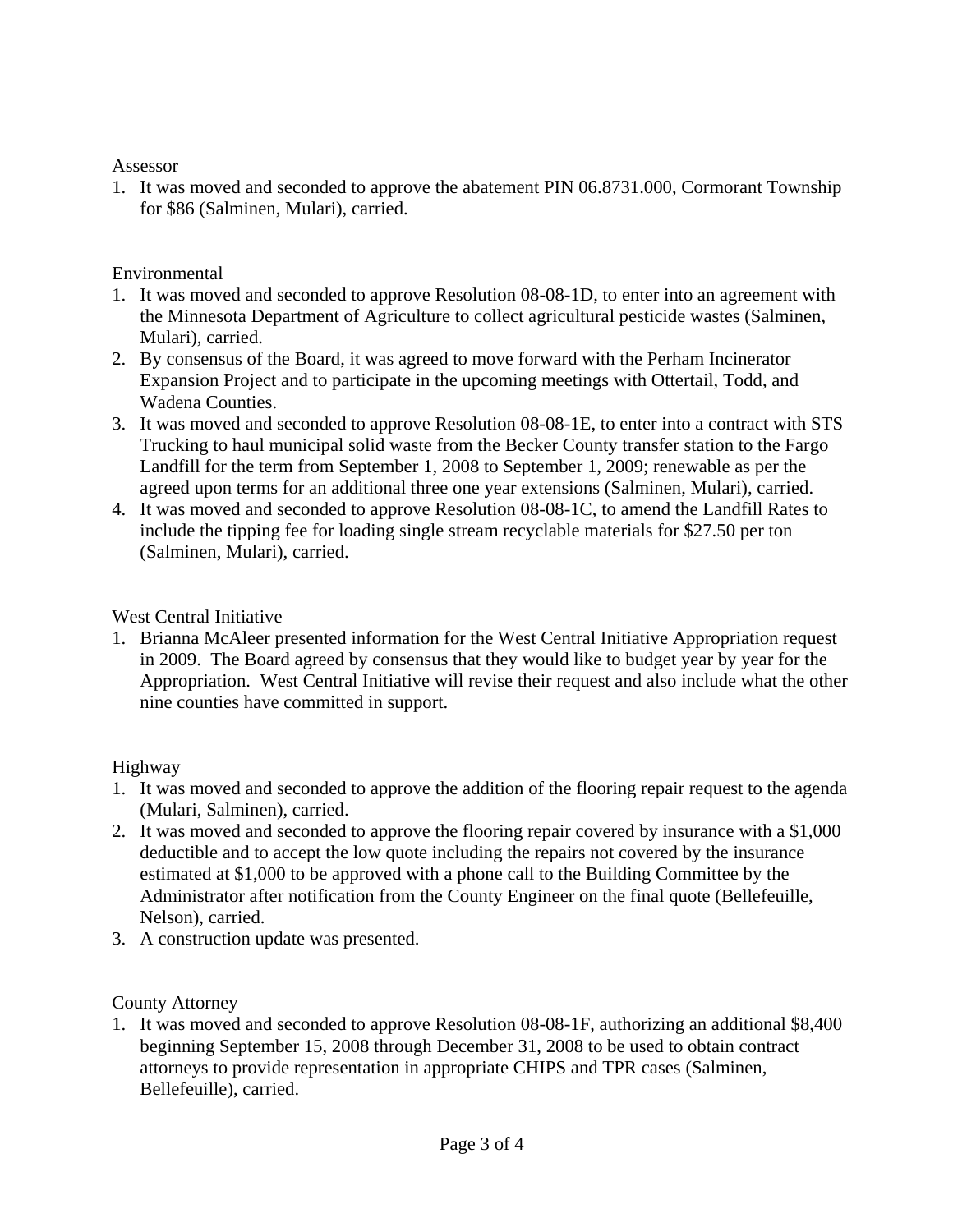Assessor

1. It was moved and seconded to approve the abatement PIN 06.8731.000, Cormorant Township for $86 (Salminen, Mulari), carried.

Environmental

1. It was moved and seconded to approve Resolution 08-08-1D, to enter into an agreement with the Minnesota Department of Agriculture to collect agricultural pesticide wastes (Salminen, Mulari), carried.
2. By consensus of the Board, it was agreed to move forward with the Perham Incinerator Expansion Project and to participate in the upcoming meetings with Ottertail, Todd, and Wadena Counties.
3. It was moved and seconded to approve Resolution 08-08-1E, to enter into a contract with STS Trucking to haul municipal solid waste from the Becker County transfer station to the Fargo Landfill for the term from September 1, 2008 to September 1, 2009; renewable as per the agreed upon terms for an additional three one year extensions (Salminen, Mulari), carried.
4. It was moved and seconded to approve Resolution 08-08-1C, to amend the Landfill Rates to include the tipping fee for loading single stream recyclable materials for $27.50 per ton (Salminen, Mulari), carried.

West Central Initiative

1. Brianna McAleer presented information for the West Central Initiative Appropriation request in 2009. The Board agreed by consensus that they would like to budget year by year for the Appropriation. West Central Initiative will revise their request and also include what the other nine counties have committed in support.

Highway

1. It was moved and seconded to approve the addition of the flooring repair request to the agenda (Mulari, Salminen), carried.
2. It was moved and seconded to approve the flooring repair covered by insurance with a $1,000 deductible and to accept the low quote including the repairs not covered by the insurance estimated at $1,000 to be approved with a phone call to the Building Committee by the Administrator after notification from the County Engineer on the final quote (Bellefeuille, Nelson), carried.
3. A construction update was presented.

County Attorney

1. It was moved and seconded to approve Resolution 08-08-1F, authorizing an additional $8,400 beginning September 15, 2008 through December 31, 2008 to be used to obtain contract attorneys to provide representation in appropriate CHIPS and TPR cases (Salminen, Bellefeuille), carried.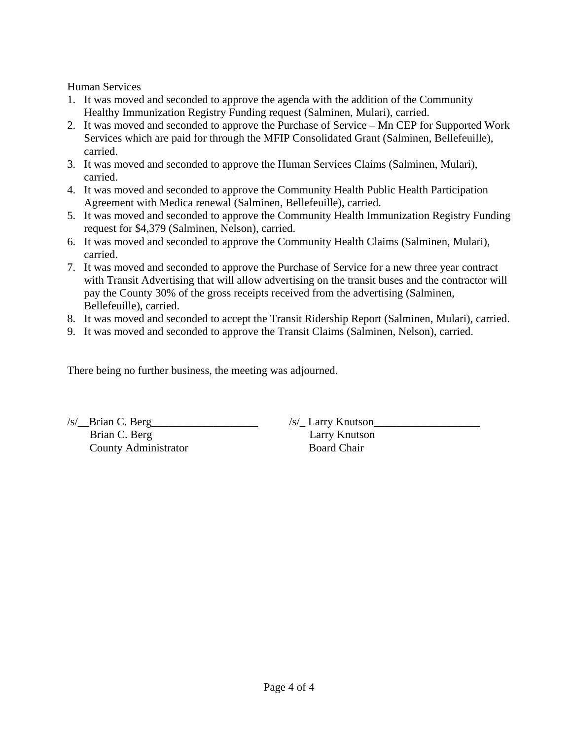Human Services

1. It was moved and seconded to approve the agenda with the addition of the Community Healthy Immunization Registry Funding request (Salminen, Mulari), carried.
2. It was moved and seconded to approve the Purchase of Service – Mn CEP for Supported Work Services which are paid for through the MFIP Consolidated Grant (Salminen, Bellefeuille), carried.
3. It was moved and seconded to approve the Human Services Claims (Salminen, Mulari), carried.
4. It was moved and seconded to approve the Community Health Public Health Participation Agreement with Medica renewal (Salminen, Bellefeuille), carried.
5. It was moved and seconded to approve the Community Health Immunization Registry Funding request for $4,379 (Salminen, Nelson), carried.
6. It was moved and seconded to approve the Community Health Claims (Salminen, Mulari), carried.
7. It was moved and seconded to approve the Purchase of Service for a new three year contract with Transit Advertising that will allow advertising on the transit buses and the contractor will pay the County 30% of the gross receipts received from the advertising (Salminen, Bellefeuille), carried.
8. It was moved and seconded to accept the Transit Ridership Report (Salminen, Mulari), carried.
9. It was moved and seconded to approve the Transit Claims (Salminen, Nelson), carried.

There being no further business, the meeting was adjourned.

/s/__Brian C. Berg___________________
Brian C. Berg
County Administrator

/s/_ Larry Knutson___________________
Larry Knutson
Board Chair